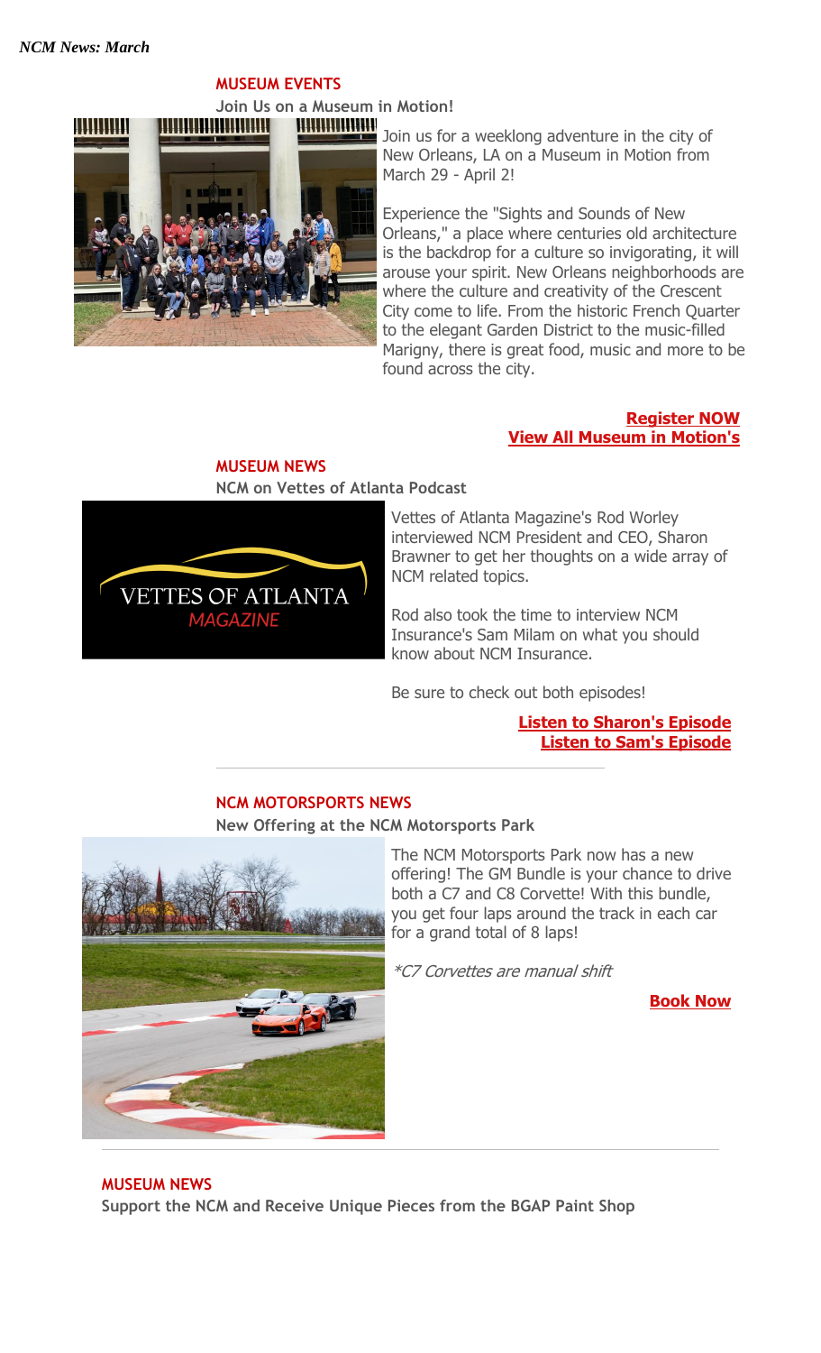*NCM News: March*

## MUSEUM EVENTS

### Join Us on a Museum in Motion!

Join us for a weeklong adventure in the city of New Orleans, LA on a Museum in Motion from March 29 - April 2!

Experience the "Sights and Sounds of New Orleans," a place where centuries old architecture is the backdrop for a culture so invigorating, it will arouse your spirit. New Orleans neighborhoods are where the culture and creativity of the Crescent City come to life. From the historic French Quarter to the elegant Garden District to the music-filled Marigny, there is great food, music and more to be found across the city.

**Register NOW**
**View All Museum in Motion's**

## MUSEUM NEWS

### NCM on Vettes of Atlanta Podcast

Vettes of Atlanta Magazine's Rod Worley interviewed NCM President and CEO, Sharon Brawner to get her thoughts on a wide array of NCM related topics.

Rod also took the time to interview NCM Insurance's Sam Milam on what you should know about NCM Insurance.

Be sure to check out both episodes!

**Listen to Sharon's Episode**
**Listen to Sam's Episode**

---

## NCM MOTORSPORTS NEWS

### New Offering at the NCM Motorsports Park

The NCM Motorsports Park now has a new offering! The GM Bundle is your chance to drive both a C7 and C8 Corvette! With this bundle, you get four laps around the track in each car for a grand total of 8 laps!

*\*C7 Corvettes are manual shift*

**Book Now**

---

## MUSEUM NEWS

### Support the NCM and Receive Unique Pieces from the BGAP Paint Shop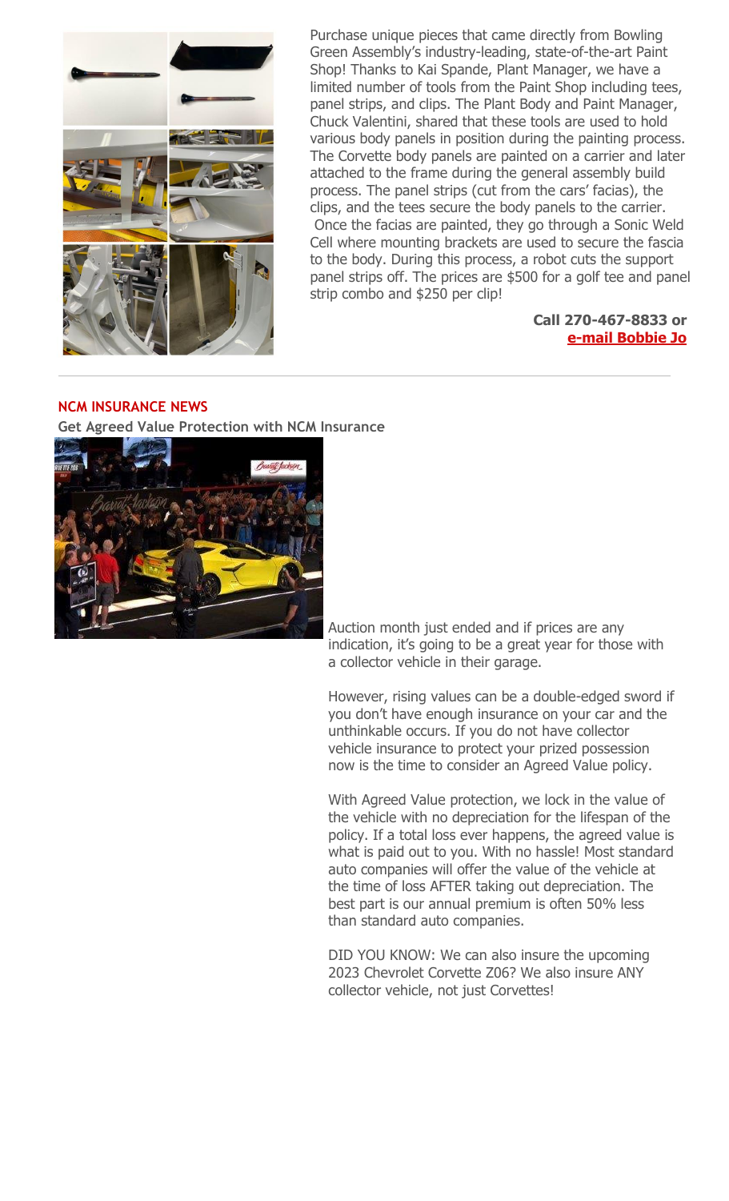Purchase unique pieces that came directly from Bowling Green Assembly's industry-leading, state-of-the-art Paint Shop! Thanks to Kai Spande, Plant Manager, we have a limited number of tools from the Paint Shop including tees, panel strips, and clips. The Plant Body and Paint Manager, Chuck Valentini, shared that these tools are used to hold various body panels in position during the painting process. The Corvette body panels are painted on a carrier and later attached to the frame during the general assembly build process. The panel strips (cut from the cars' facias), the clips, and the tees secure the body panels to the carrier. Once the facias are painted, they go through a Sonic Weld Cell where mounting brackets are used to secure the fascia to the body. During this process, a robot cuts the support panel strips off. The prices are $500 for a golf tee and panel strip combo and $250 per clip!

**Call 270-467-8833 or [e-mail Bobbie Jo]**

---

## NCM INSURANCE NEWS

**Get Agreed Value Protection with NCM Insurance**

Auction month just ended and if prices are any indication, it's going to be a great year for those with a collector vehicle in their garage.

However, rising values can be a double-edged sword if you don't have enough insurance on your car and the unthinkable occurs. If you do not have collector vehicle insurance to protect your prized possession now is the time to consider an Agreed Value policy.

With Agreed Value protection, we lock in the value of the vehicle with no depreciation for the lifespan of the policy. If a total loss ever happens, the agreed value is what is paid out to you. With no hassle! Most standard auto companies will offer the value of the vehicle at the time of loss AFTER taking out depreciation. The best part is our annual premium is often 50% less than standard auto companies.

DID YOU KNOW: We can also insure the upcoming 2023 Chevrolet Corvette Z06? We also insure ANY collector vehicle, not just Corvettes!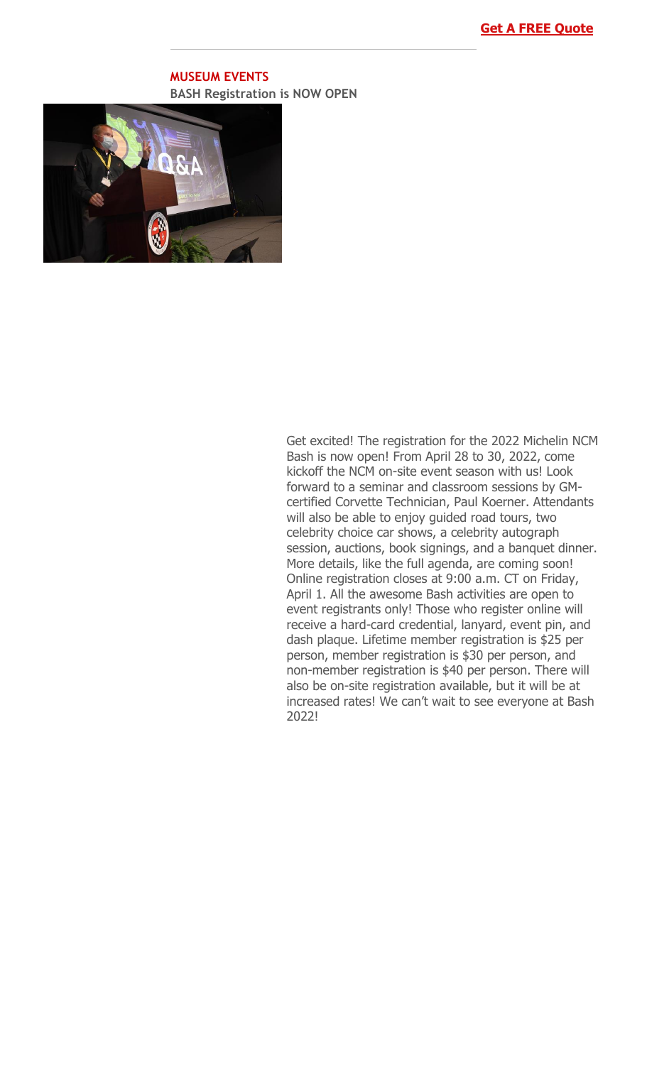**Get A FREE Quote**

**MUSEUM EVENTS**

**BASH Registration is NOW OPEN**

Get excited! The registration for the 2022 Michelin NCM Bash is now open! From April 28 to 30, 2022, come kickoff the NCM on-site event season with us! Look forward to a seminar and classroom sessions by GM-certified Corvette Technician, Paul Koerner. Attendants will also be able to enjoy guided road tours, two celebrity choice car shows, a celebrity autograph session, auctions, book signings, and a banquet dinner. More details, like the full agenda, are coming soon! Online registration closes at 9:00 a.m. CT on Friday, April 1. All the awesome Bash activities are open to event registrants only! Those who register online will receive a hard-card credential, lanyard, event pin, and dash plaque. Lifetime member registration is $25 per person, member registration is $30 per person, and non-member registration is $40 per person. There will also be on-site registration available, but it will be at increased rates! We can't wait to see everyone at Bash 2022!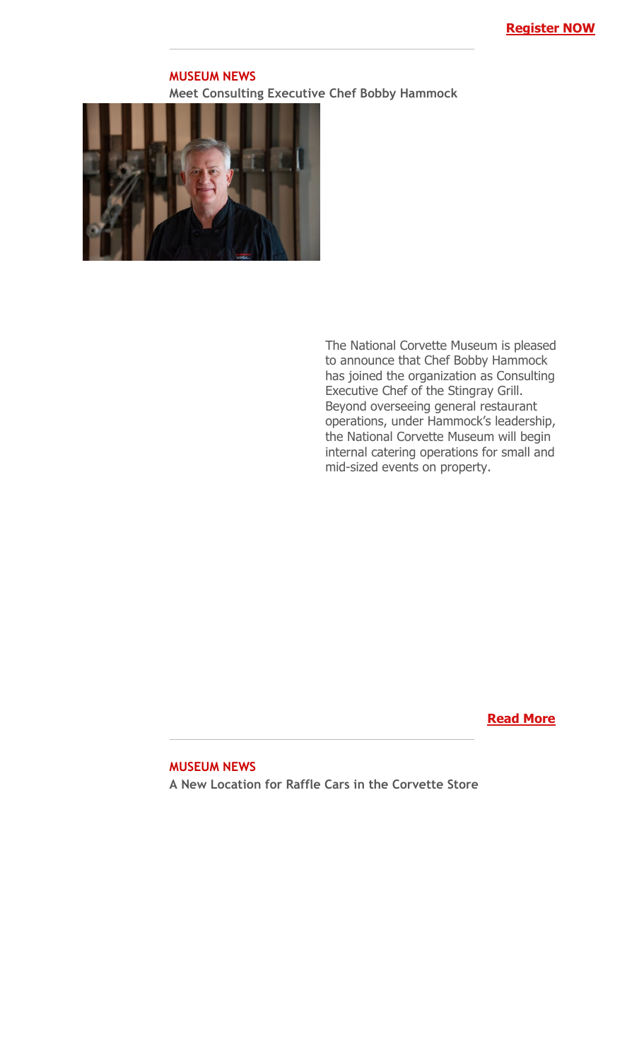Register NOW

---

**MUSEUM NEWS**

**Meet Consulting Executive Chef Bobby Hammock**

The National Corvette Museum is pleased to announce that Chef Bobby Hammock has joined the organization as Consulting Executive Chef of the Stingray Grill. Beyond overseeing general restaurant operations, under Hammock's leadership, the National Corvette Museum will begin internal catering operations for small and mid-sized events on property.

Read More

---

**MUSEUM NEWS**

**A New Location for Raffle Cars in the Corvette Store**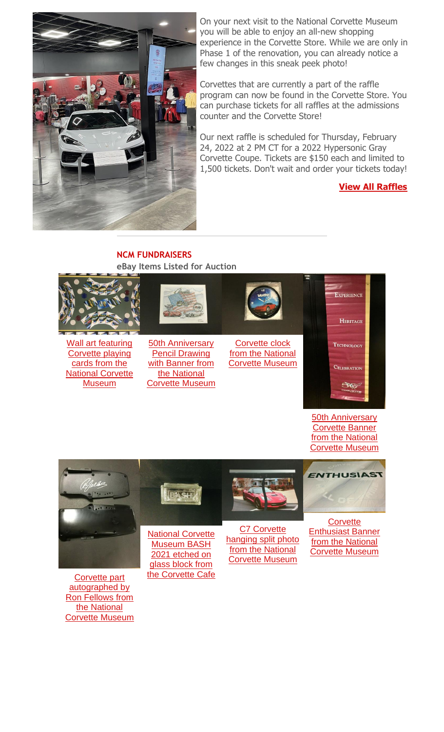On your next visit to the National Corvette Museum you will be able to enjoy an all-new shopping experience in the Corvette Store. While we are only in Phase 1 of the renovation, you can already notice a few changes in this sneak peek photo!

Corvettes that are currently a part of the raffle program can now be found in the Corvette Store. You can purchase tickets for all raffles at the admissions counter and the Corvette Store!

Our next raffle is scheduled for Thursday, February 24, 2022 at 2 PM CT for a 2022 Hypersonic Gray Corvette Coupe. Tickets are $150 each and limited to 1,500 tickets. Don't wait and order your tickets today!

**View All Raffles**

---

**NCM FUNDRAISERS**

**eBay Items Listed for Auction**

- Wall art featuring Corvette playing cards from the National Corvette Museum
- 50th Anniversary Pencil Drawing with Banner from the National Corvette Museum
- Corvette clock from the National Corvette Museum
- 50th Anniversary Corvette Banner from the National Corvette Museum
- Corvette part autographed by Ron Fellows from the National Corvette Museum
- National Corvette Museum BASH 2021 etched on glass block from the Corvette Cafe
- C7 Corvette hanging split photo from the National Corvette Museum
- Corvette Enthusiast Banner from the National Corvette Museum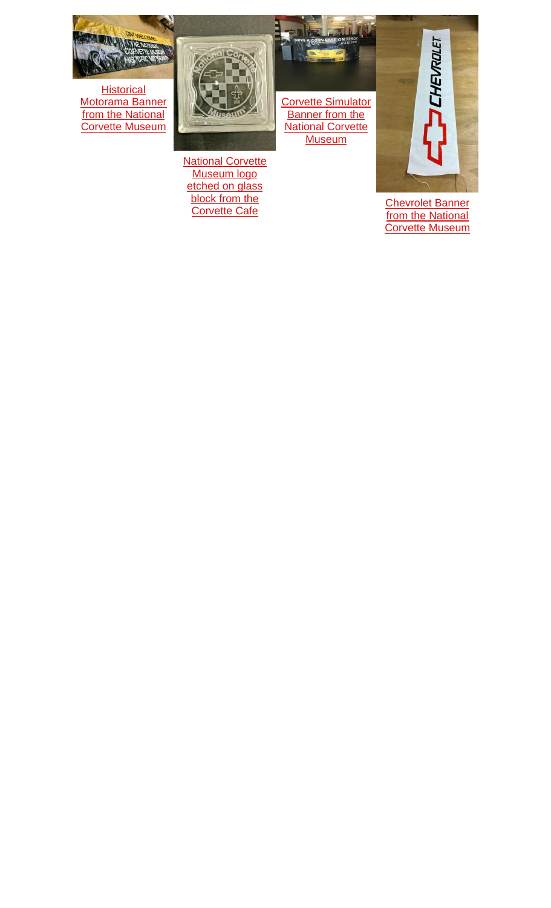Historical Motorama Banner from the National Corvette Museum

National Corvette Museum logo etched on glass block from the Corvette Cafe

Corvette Simulator Banner from the National Corvette Museum

Chevrolet Banner from the National Corvette Museum